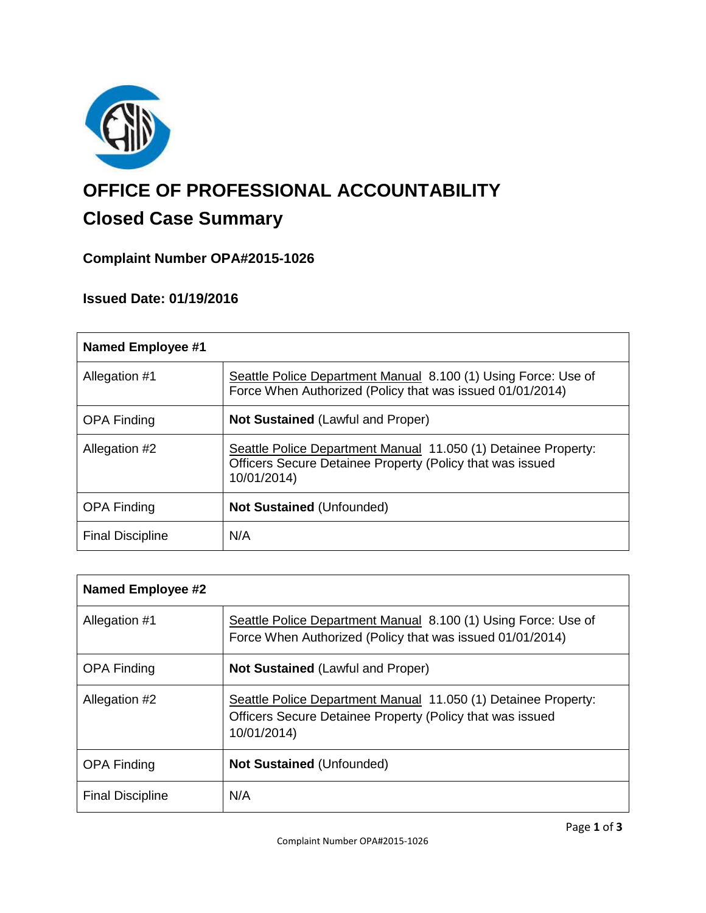# OFFICE OF PROFESSIONAL ACCOUNTABILITY

## Closed Case Summary

### Complaint Number OPA#2015-1026

### Issued Date: 01/19/2016

| Named Employee #1 | |
|---|---|
| Allegation #1 | Seattle Police Department Manual 8.100 (1) Using Force: Use of Force When Authorized (Policy that was issued 01/01/2014) |
| OPA Finding | **Not Sustained** (Lawful and Proper) |
| Allegation #2 | Seattle Police Department Manual 11.050 (1) Detainee Property: Officers Secure Detainee Property (Policy that was issued 10/01/2014) |
| OPA Finding | **Not Sustained** (Unfounded) |
| Final Discipline | N/A |

| Named Employee #2 | |
|---|---|
| Allegation #1 | Seattle Police Department Manual 8.100 (1) Using Force: Use of Force When Authorized (Policy that was issued 01/01/2014) |
| OPA Finding | **Not Sustained** (Lawful and Proper) |
| Allegation #2 | Seattle Police Department Manual 11.050 (1) Detainee Property: Officers Secure Detainee Property (Policy that was issued 10/01/2014) |
| OPA Finding | **Not Sustained** (Unfounded) |
| Final Discipline | N/A |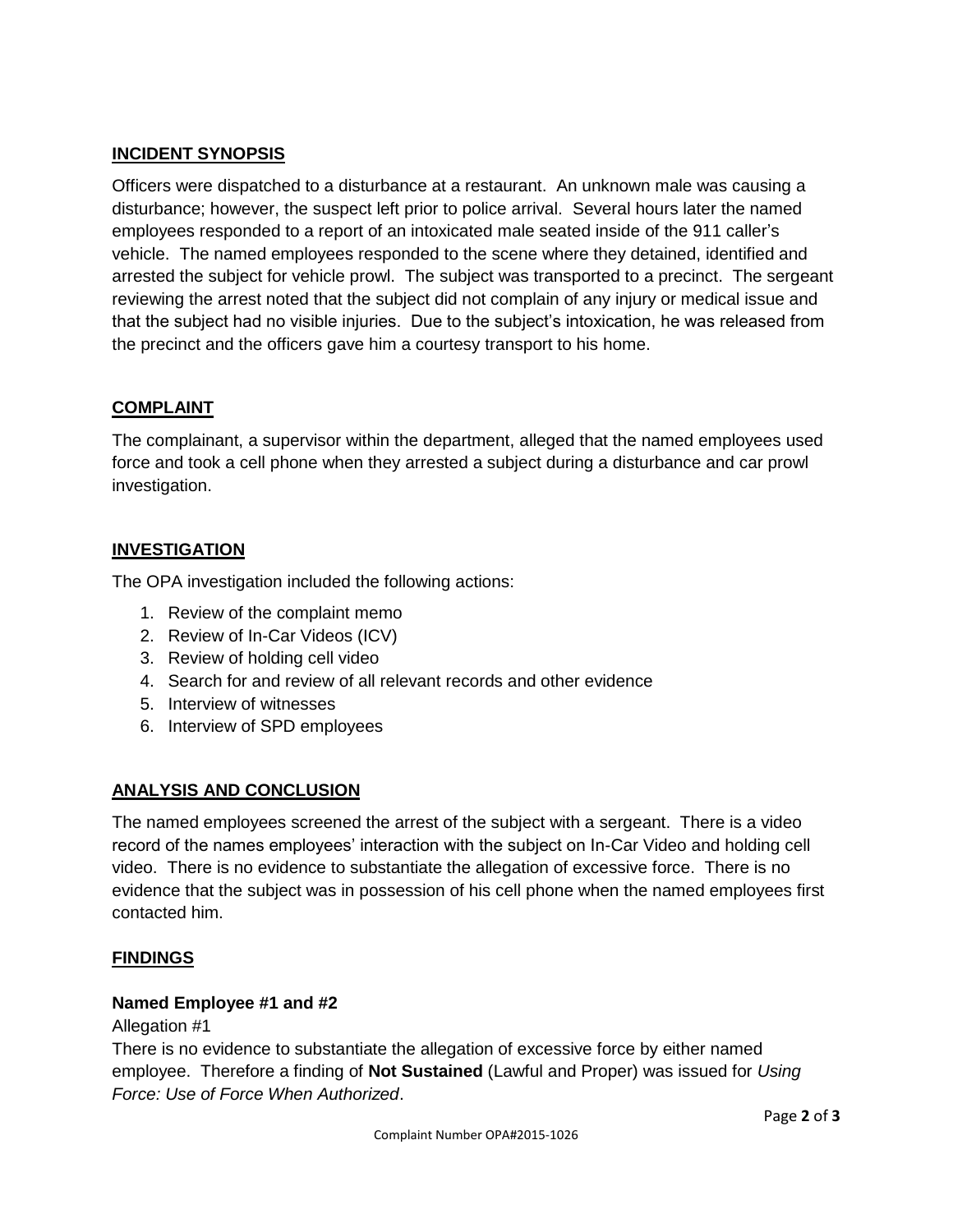## INCIDENT SYNOPSIS

Officers were dispatched to a disturbance at a restaurant. An unknown male was causing a disturbance; however, the suspect left prior to police arrival. Several hours later the named employees responded to a report of an intoxicated male seated inside of the 911 caller's vehicle. The named employees responded to the scene where they detained, identified and arrested the subject for vehicle prowl. The subject was transported to a precinct. The sergeant reviewing the arrest noted that the subject did not complain of any injury or medical issue and that the subject had no visible injuries. Due to the subject's intoxication, he was released from the precinct and the officers gave him a courtesy transport to his home.

## COMPLAINT

The complainant, a supervisor within the department, alleged that the named employees used force and took a cell phone when they arrested a subject during a disturbance and car prowl investigation.

## INVESTIGATION

The OPA investigation included the following actions:

1. Review of the complaint memo
2. Review of In-Car Videos (ICV)
3. Review of holding cell video
4. Search for and review of all relevant records and other evidence
5. Interview of witnesses
6. Interview of SPD employees

## ANALYSIS AND CONCLUSION

The named employees screened the arrest of the subject with a sergeant. There is a video record of the names employees' interaction with the subject on In-Car Video and holding cell video. There is no evidence to substantiate the allegation of excessive force. There is no evidence that the subject was in possession of his cell phone when the named employees first contacted him.

## FINDINGS

**Named Employee #1 and #2**

Allegation #1

There is no evidence to substantiate the allegation of excessive force by either named employee. Therefore a finding of **Not Sustained** (Lawful and Proper) was issued for *Using Force: Use of Force When Authorized*.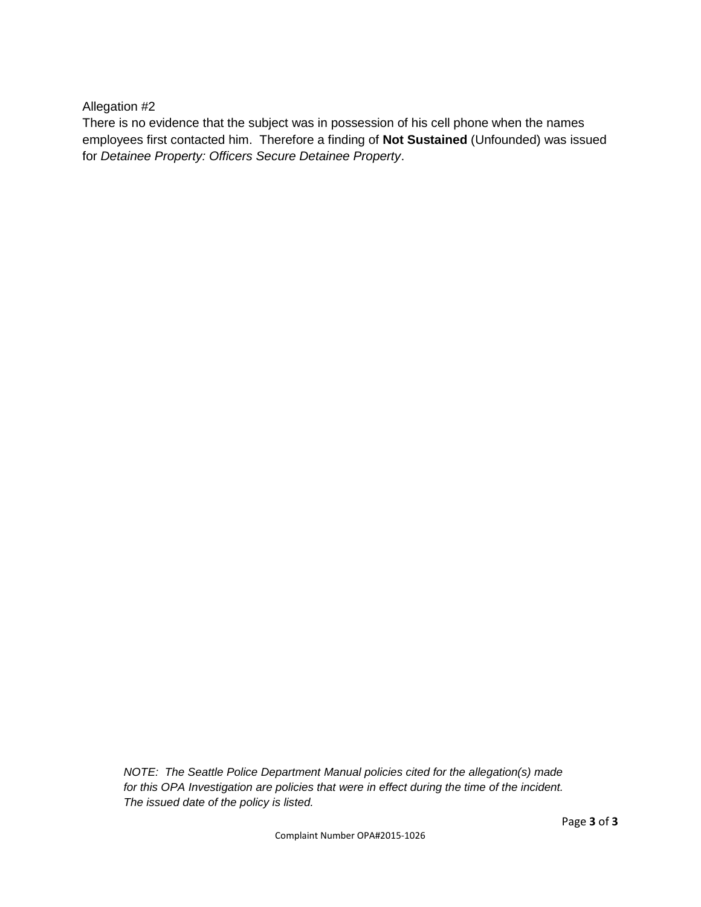Allegation #2

There is no evidence that the subject was in possession of his cell phone when the names employees first contacted him. Therefore a finding of **Not Sustained** (Unfounded) was issued for *Detainee Property: Officers Secure Detainee Property*.

*NOTE: The Seattle Police Department Manual policies cited for the allegation(s) made for this OPA Investigation are policies that were in effect during the time of the incident. The issued date of the policy is listed.*